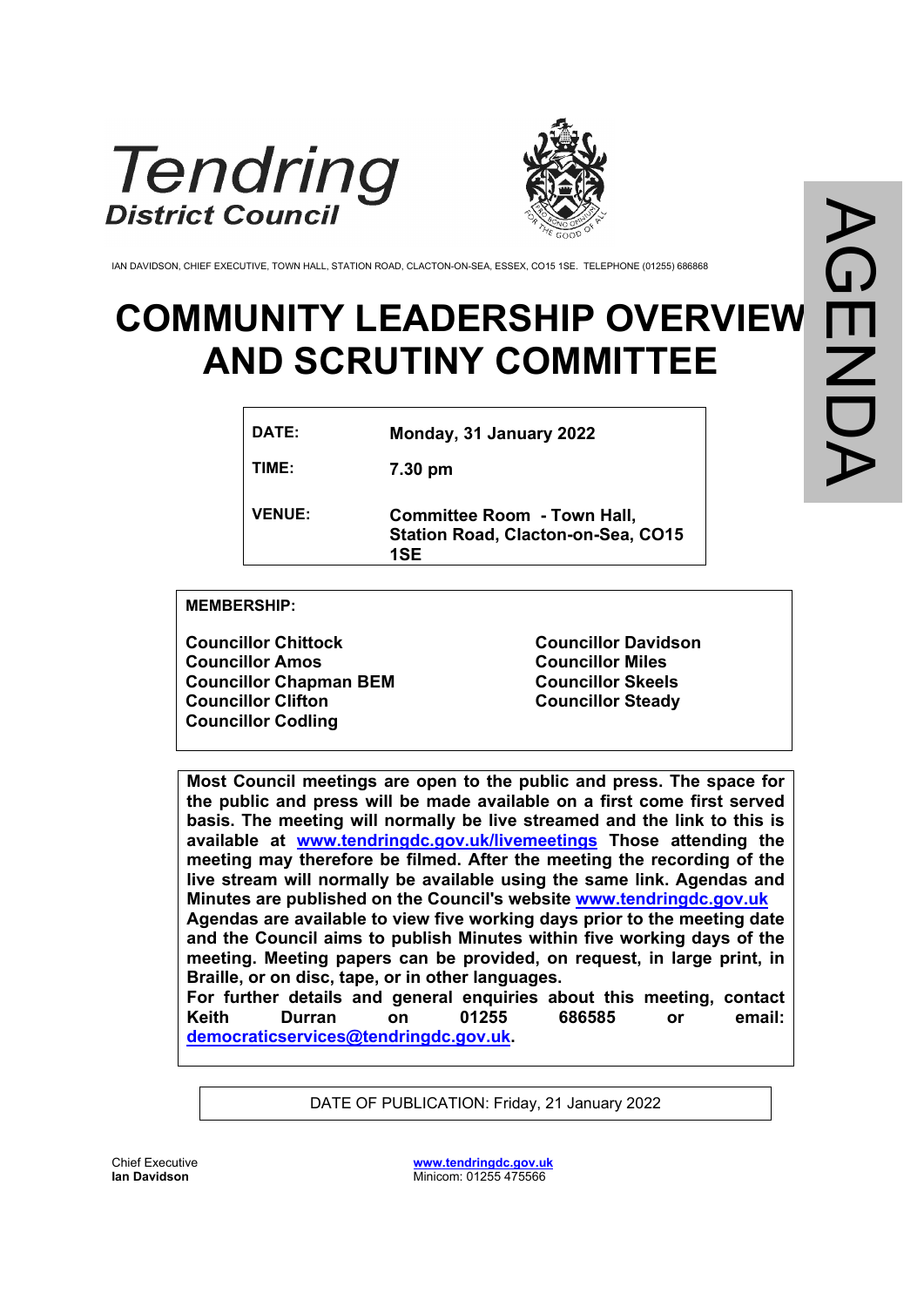Tendring
District Council

IAN DAVIDSON, CHIEF EXECUTIVE, TOWN HALL, STATION ROAD, CLACTON-ON-SEA, ESSEX, CO15 1SE. TELEPHONE (01255) 686868

AGENDA

# COMMUNITY LEADERSHIP OVERVIEW AND SCRUTINY COMMITTEE

| | |
|---|---|
| **DATE:** | **Monday, 31 January 2022** |
| **TIME:** | **7.30 pm** |
| **VENUE:** | **Committee Room - Town Hall, Station Road, Clacton-on-Sea, CO15 1SE** |

**MEMBERSHIP:**

**Councillor Chittock**
**Councillor Amos**
**Councillor Chapman BEM**
**Councillor Clifton**
**Councillor Codling**
**Councillor Davidson**
**Councillor Miles**
**Councillor Skeels**
**Councillor Steady**

**Most Council meetings are open to the public and press. The space for the public and press will be made available on a first come first served basis. The meeting will normally be live streamed and the link to this is available at [www.tendringdc.gov.uk/livemeetings](www.tendringdc.gov.uk/livemeetings) Those attending the meeting may therefore be filmed. After the meeting the recording of the live stream will normally be available using the same link. Agendas and Minutes are published on the Council's website [www.tendringdc.gov.uk](www.tendringdc.gov.uk) Agendas are available to view five working days prior to the meeting date and the Council aims to publish Minutes within five working days of the meeting. Meeting papers can be provided, on request, in large print, in Braille, or on disc, tape, or in other languages.**
**For further details and general enquiries about this meeting, contact Keith Durran on 01255 686585 or email: [democraticservices@tendringdc.gov.uk](mailto:democraticservices@tendringdc.gov.uk).**

DATE OF PUBLICATION: Friday, 21 January 2022

Chief Executive
**Ian Davidson**

[www.tendringdc.gov.uk](www.tendringdc.gov.uk)
Minicom: 01255 475566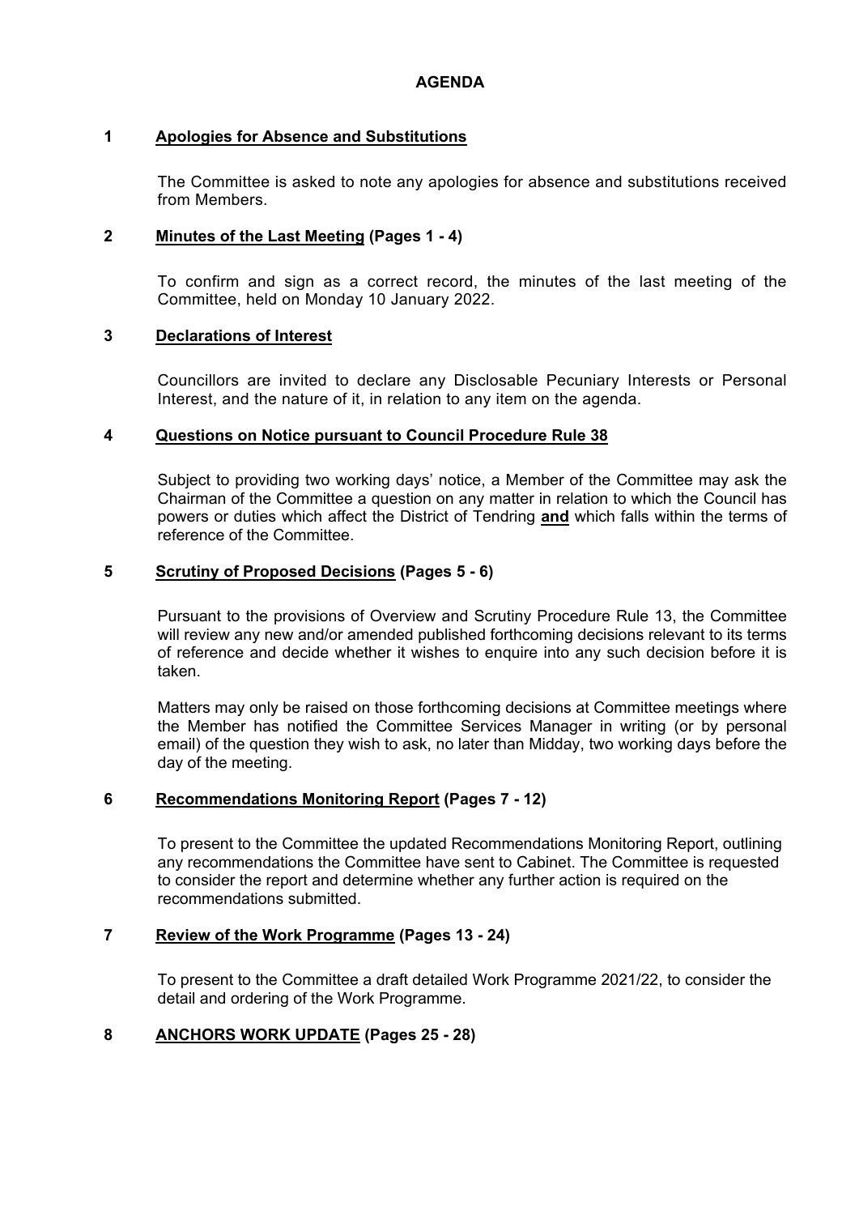# AGENDA

## 1 Apologies for Absence and Substitutions

The Committee is asked to note any apologies for absence and substitutions received from Members.

## 2 Minutes of the Last Meeting (Pages 1 - 4)

To confirm and sign as a correct record, the minutes of the last meeting of the Committee, held on Monday 10 January 2022.

## 3 Declarations of Interest

Councillors are invited to declare any Disclosable Pecuniary Interests or Personal Interest, and the nature of it, in relation to any item on the agenda.

## 4 Questions on Notice pursuant to Council Procedure Rule 38

Subject to providing two working days' notice, a Member of the Committee may ask the Chairman of the Committee a question on any matter in relation to which the Council has powers or duties which affect the District of Tendring **and** which falls within the terms of reference of the Committee.

## 5 Scrutiny of Proposed Decisions (Pages 5 - 6)

Pursuant to the provisions of Overview and Scrutiny Procedure Rule 13, the Committee will review any new and/or amended published forthcoming decisions relevant to its terms of reference and decide whether it wishes to enquire into any such decision before it is taken.

Matters may only be raised on those forthcoming decisions at Committee meetings where the Member has notified the Committee Services Manager in writing (or by personal email) of the question they wish to ask, no later than Midday, two working days before the day of the meeting.

## 6 Recommendations Monitoring Report (Pages 7 - 12)

To present to the Committee the updated Recommendations Monitoring Report, outlining any recommendations the Committee have sent to Cabinet. The Committee is requested to consider the report and determine whether any further action is required on the recommendations submitted.

## 7 Review of the Work Programme (Pages 13 - 24)

To present to the Committee a draft detailed Work Programme 2021/22, to consider the detail and ordering of the Work Programme.

## 8 ANCHORS WORK UPDATE (Pages 25 - 28)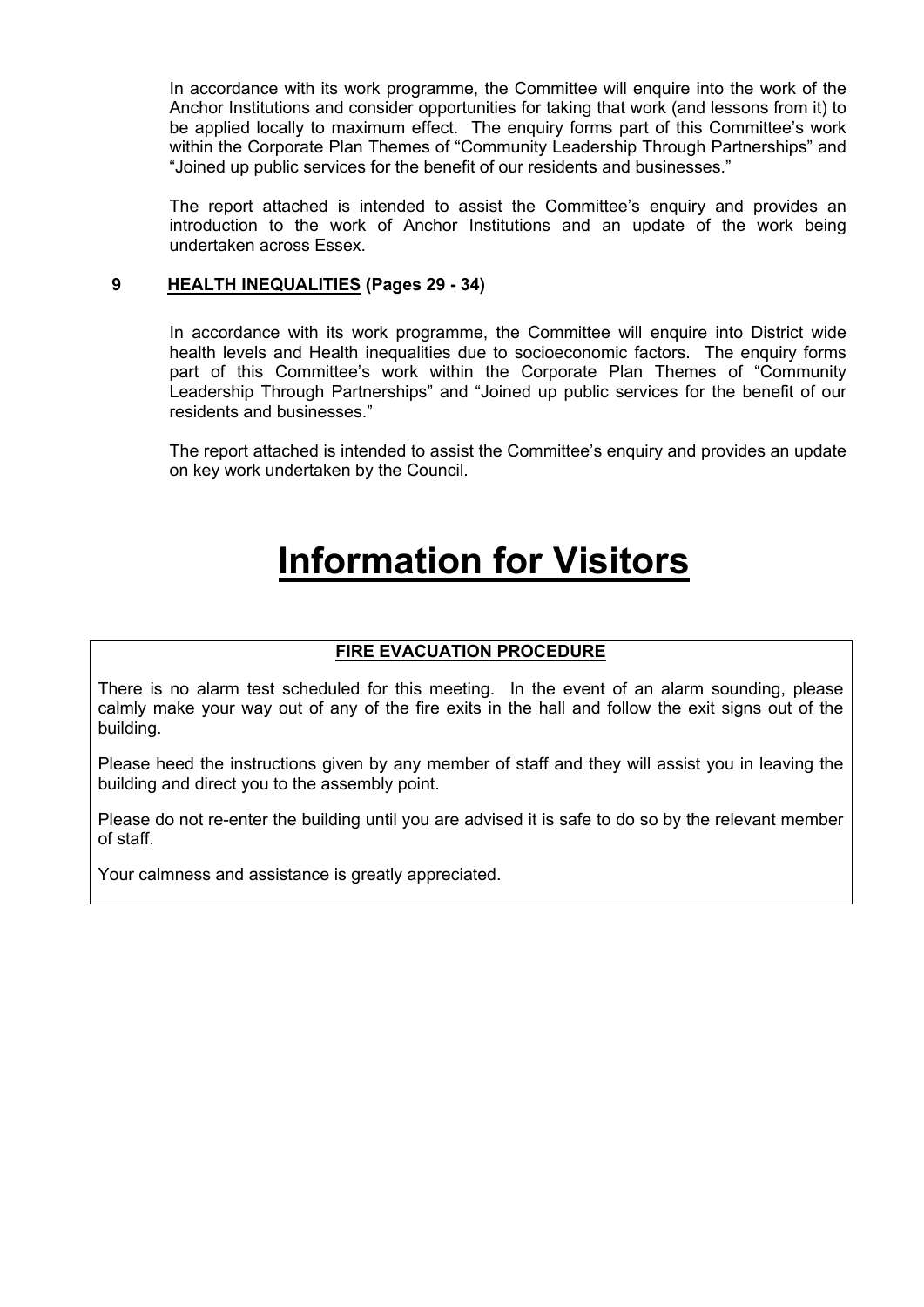In accordance with its work programme, the Committee will enquire into the work of the Anchor Institutions and consider opportunities for taking that work (and lessons from it) to be applied locally to maximum effect. The enquiry forms part of this Committee's work within the Corporate Plan Themes of "Community Leadership Through Partnerships" and "Joined up public services for the benefit of our residents and businesses."

The report attached is intended to assist the Committee's enquiry and provides an introduction to the work of Anchor Institutions and an update of the work being undertaken across Essex.

**9 HEALTH INEQUALITIES (Pages 29 - 34)**

In accordance with its work programme, the Committee will enquire into District wide health levels and Health inequalities due to socioeconomic factors. The enquiry forms part of this Committee's work within the Corporate Plan Themes of "Community Leadership Through Partnerships" and "Joined up public services for the benefit of our residents and businesses."

The report attached is intended to assist the Committee's enquiry and provides an update on key work undertaken by the Council.

# Information for Visitors

## FIRE EVACUATION PROCEDURE

There is no alarm test scheduled for this meeting. In the event of an alarm sounding, please calmly make your way out of any of the fire exits in the hall and follow the exit signs out of the building.

Please heed the instructions given by any member of staff and they will assist you in leaving the building and direct you to the assembly point.

Please do not re-enter the building until you are advised it is safe to do so by the relevant member of staff.

Your calmness and assistance is greatly appreciated.